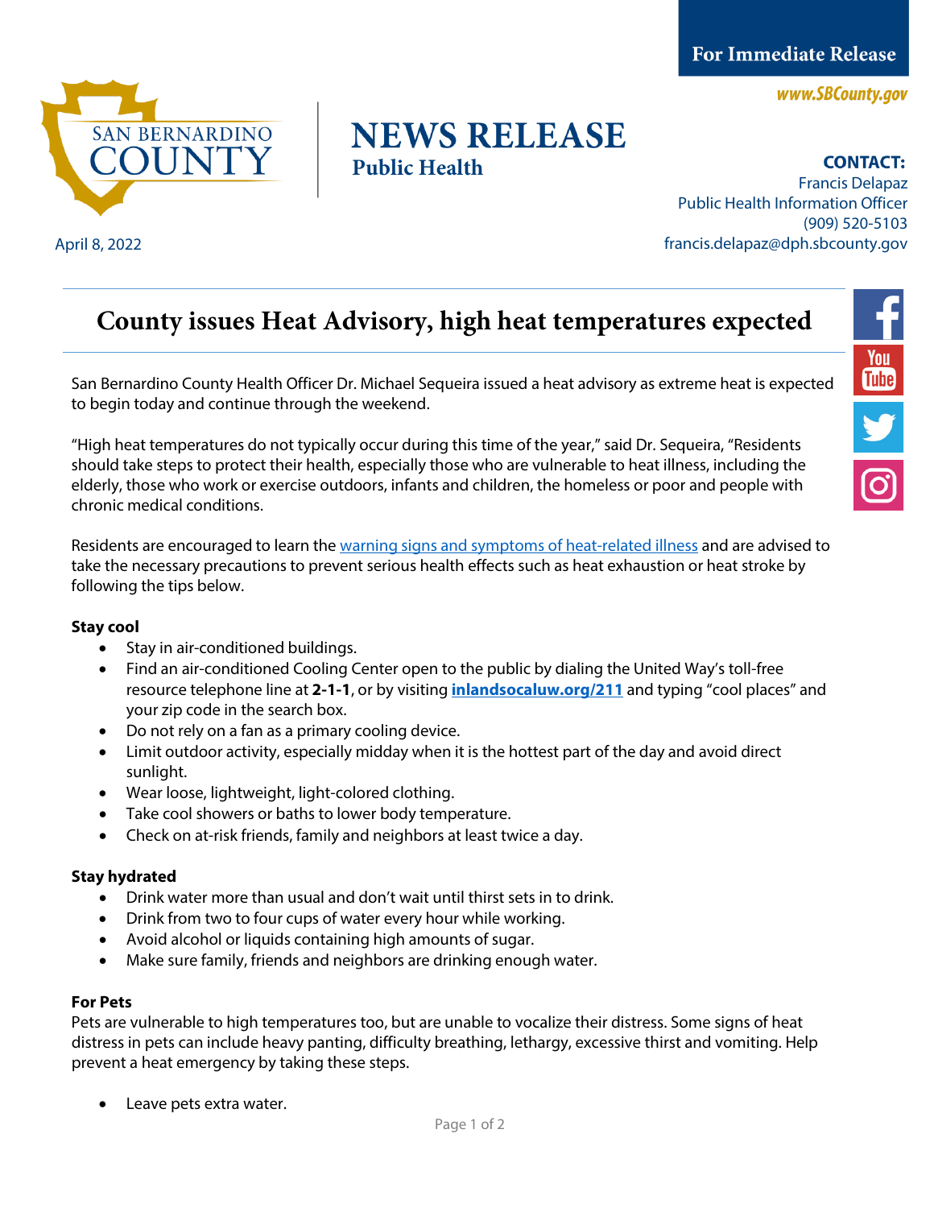**For Immediate Release**

www.SBCounty.gov

SAN BERNARDINO COUNTY

# NEWS RELEASE
**Public Health**

**CONTACT:**
Francis Delapaz
Public Health Information Officer
(909) 520-5103
francis.delapaz@dph.sbcounty.gov

April 8, 2022

## County issues Heat Advisory, high heat temperatures expected

San Bernardino County Health Officer Dr. Michael Sequeira issued a heat advisory as extreme heat is expected to begin today and continue through the weekend.

"High heat temperatures do not typically occur during this time of the year," said Dr. Sequeira, "Residents should take steps to protect their health, especially those who are vulnerable to heat illness, including the elderly, those who work or exercise outdoors, infants and children, the homeless or poor and people with chronic medical conditions.

Residents are encouraged to learn the warning signs and symptoms of heat-related illness and are advised to take the necessary precautions to prevent serious health effects such as heat exhaustion or heat stroke by following the tips below.

**Stay cool**

- Stay in air-conditioned buildings.
- Find an air-conditioned Cooling Center open to the public by dialing the United Way's toll-free resource telephone line at **2-1-1**, or by visiting **inlandsocaluw.org/211** and typing "cool places" and your zip code in the search box.
- Do not rely on a fan as a primary cooling device.
- Limit outdoor activity, especially midday when it is the hottest part of the day and avoid direct sunlight.
- Wear loose, lightweight, light-colored clothing.
- Take cool showers or baths to lower body temperature.
- Check on at-risk friends, family and neighbors at least twice a day.

**Stay hydrated**

- Drink water more than usual and don't wait until thirst sets in to drink.
- Drink from two to four cups of water every hour while working.
- Avoid alcohol or liquids containing high amounts of sugar.
- Make sure family, friends and neighbors are drinking enough water.

**For Pets**

Pets are vulnerable to high temperatures too, but are unable to vocalize their distress. Some signs of heat distress in pets can include heavy panting, difficulty breathing, lethargy, excessive thirst and vomiting. Help prevent a heat emergency by taking these steps.

- Leave pets extra water.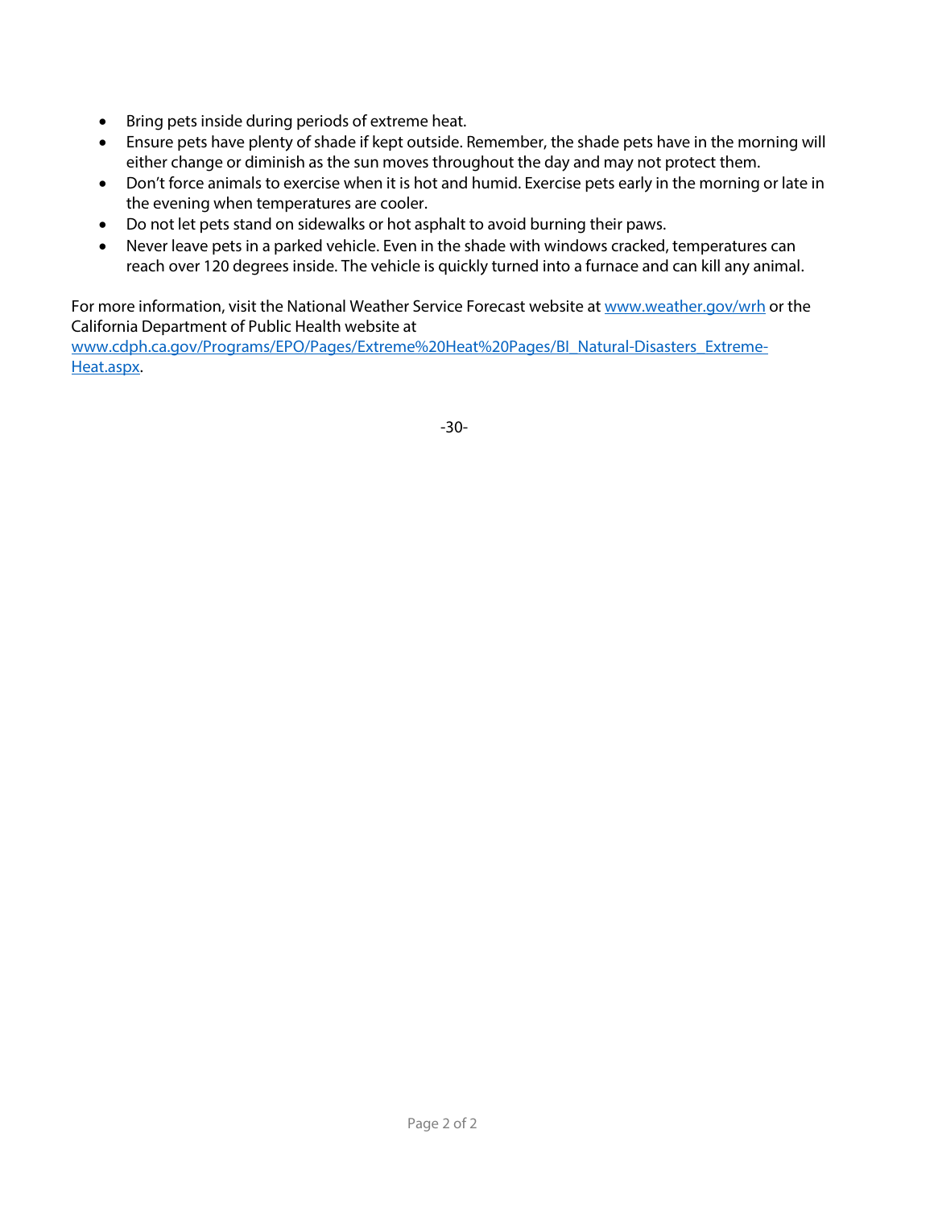- Bring pets inside during periods of extreme heat.
- Ensure pets have plenty of shade if kept outside. Remember, the shade pets have in the morning will either change or diminish as the sun moves throughout the day and may not protect them.
- Don't force animals to exercise when it is hot and humid. Exercise pets early in the morning or late in the evening when temperatures are cooler.
- Do not let pets stand on sidewalks or hot asphalt to avoid burning their paws.
- Never leave pets in a parked vehicle. Even in the shade with windows cracked, temperatures can reach over 120 degrees inside. The vehicle is quickly turned into a furnace and can kill any animal.

For more information, visit the National Weather Service Forecast website at [www.weather.gov/wrh](www.weather.gov/wrh) or the California Department of Public Health website at [www.cdph.ca.gov/Programs/EPO/Pages/Extreme%20Heat%20Pages/BI_Natural-Disasters_Extreme-Heat.aspx](www.cdph.ca.gov/Programs/EPO/Pages/Extreme%20Heat%20Pages/BI_Natural-Disasters_Extreme-Heat.aspx).

-30-